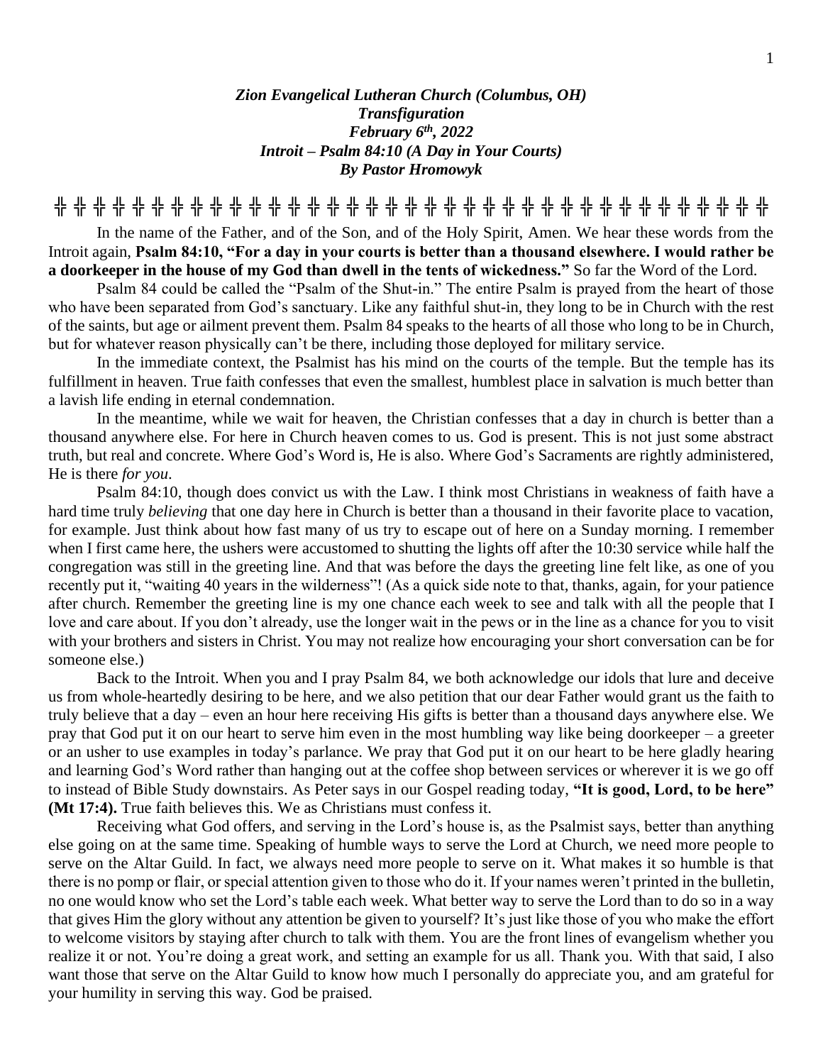***Zion Evangelical Lutheran Church (Columbus, OH)***
***Transfiguration***
***February 6th, 2022***
***Introit – Psalm 84:10 (A Day in Your Courts)***
***By Pastor Hromowyk***

╬ ╬ ╬ ╬ ╬ ╬ ╬ ╬ ╬ ╬ ╬ ╬ ╬ ╬ ╬ ╬ ╬ ╬ ╬ ╬ ╬ ╬ ╬ ╬ ╬ ╬ ╬ ╬ ╬ ╬ ╬ ╬ ╬ ╬ ╬ ╬ ╬ ╬ ╬

In the name of the Father, and of the Son, and of the Holy Spirit, Amen. We hear these words from the Introit again, **Psalm 84:10, "For a day in your courts is better than a thousand elsewhere. I would rather be a doorkeeper in the house of my God than dwell in the tents of wickedness."** So far the Word of the Lord.

Psalm 84 could be called the "Psalm of the Shut-in." The entire Psalm is prayed from the heart of those who have been separated from God's sanctuary. Like any faithful shut-in, they long to be in Church with the rest of the saints, but age or ailment prevent them. Psalm 84 speaks to the hearts of all those who long to be in Church, but for whatever reason physically can't be there, including those deployed for military service.

In the immediate context, the Psalmist has his mind on the courts of the temple. But the temple has its fulfillment in heaven. True faith confesses that even the smallest, humblest place in salvation is much better than a lavish life ending in eternal condemnation.

In the meantime, while we wait for heaven, the Christian confesses that a day in church is better than a thousand anywhere else. For here in Church heaven comes to us. God is present. This is not just some abstract truth, but real and concrete. Where God's Word is, He is also. Where God's Sacraments are rightly administered, He is there *for you*.

Psalm 84:10, though does convict us with the Law. I think most Christians in weakness of faith have a hard time truly *believing* that one day here in Church is better than a thousand in their favorite place to vacation, for example. Just think about how fast many of us try to escape out of here on a Sunday morning. I remember when I first came here, the ushers were accustomed to shutting the lights off after the 10:30 service while half the congregation was still in the greeting line. And that was before the days the greeting line felt like, as one of you recently put it, "waiting 40 years in the wilderness"! (As a quick side note to that, thanks, again, for your patience after church. Remember the greeting line is my one chance each week to see and talk with all the people that I love and care about. If you don't already, use the longer wait in the pews or in the line as a chance for you to visit with your brothers and sisters in Christ. You may not realize how encouraging your short conversation can be for someone else.)

Back to the Introit. When you and I pray Psalm 84, we both acknowledge our idols that lure and deceive us from whole-heartedly desiring to be here, and we also petition that our dear Father would grant us the faith to truly believe that a day – even an hour here receiving His gifts is better than a thousand days anywhere else. We pray that God put it on our heart to serve him even in the most humbling way like being doorkeeper – a greeter or an usher to use examples in today's parlance. We pray that God put it on our heart to be here gladly hearing and learning God's Word rather than hanging out at the coffee shop between services or wherever it is we go off to instead of Bible Study downstairs. As Peter says in our Gospel reading today, **"It is good, Lord, to be here" (Mt 17:4).** True faith believes this. We as Christians must confess it.

Receiving what God offers, and serving in the Lord's house is, as the Psalmist says, better than anything else going on at the same time. Speaking of humble ways to serve the Lord at Church, we need more people to serve on the Altar Guild. In fact, we always need more people to serve on it. What makes it so humble is that there is no pomp or flair, or special attention given to those who do it. If your names weren't printed in the bulletin, no one would know who set the Lord's table each week. What better way to serve the Lord than to do so in a way that gives Him the glory without any attention be given to yourself? It's just like those of you who make the effort to welcome visitors by staying after church to talk with them. You are the front lines of evangelism whether you realize it or not. You're doing a great work, and setting an example for us all. Thank you. With that said, I also want those that serve on the Altar Guild to know how much I personally do appreciate you, and am grateful for your humility in serving this way. God be praised.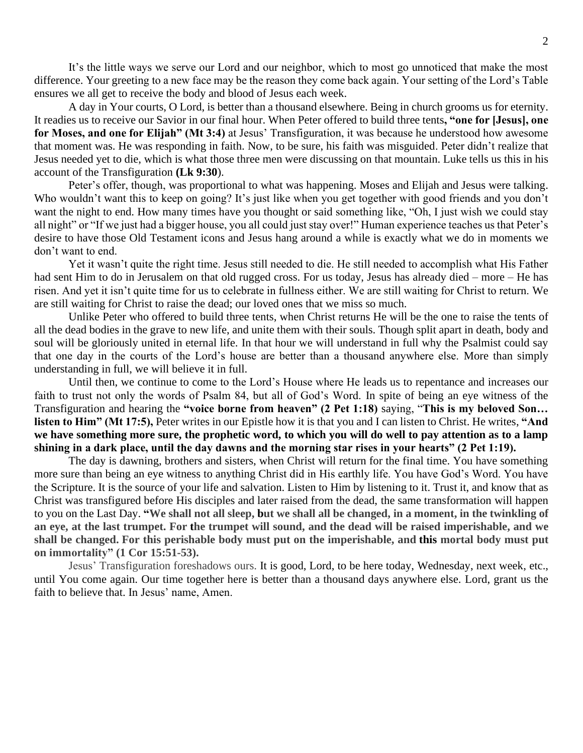It's the little ways we serve our Lord and our neighbor, which to most go unnoticed that make the most difference. Your greeting to a new face may be the reason they come back again. Your setting of the Lord's Table ensures we all get to receive the body and blood of Jesus each week.

A day in Your courts, O Lord, is better than a thousand elsewhere. Being in church grooms us for eternity. It readies us to receive our Savior in our final hour. When Peter offered to build three tents**, "one for [Jesus], one for Moses, and one for Elijah" (Mt 3:4)** at Jesus' Transfiguration, it was because he understood how awesome that moment was. He was responding in faith. Now, to be sure, his faith was misguided. Peter didn't realize that Jesus needed yet to die, which is what those three men were discussing on that mountain. Luke tells us this in his account of the Transfiguration **(Lk 9:30**).

Peter's offer, though, was proportional to what was happening. Moses and Elijah and Jesus were talking. Who wouldn't want this to keep on going? It's just like when you get together with good friends and you don't want the night to end. How many times have you thought or said something like, "Oh, I just wish we could stay all night" or "If we just had a bigger house, you all could just stay over!" Human experience teaches us that Peter's desire to have those Old Testament icons and Jesus hang around a while is exactly what we do in moments we don't want to end.

Yet it wasn't quite the right time. Jesus still needed to die. He still needed to accomplish what His Father had sent Him to do in Jerusalem on that old rugged cross. For us today, Jesus has already died – more – He has risen. And yet it isn't quite time for us to celebrate in fullness either. We are still waiting for Christ to return. We are still waiting for Christ to raise the dead; our loved ones that we miss so much.

Unlike Peter who offered to build three tents, when Christ returns He will be the one to raise the tents of all the dead bodies in the grave to new life, and unite them with their souls. Though split apart in death, body and soul will be gloriously united in eternal life. In that hour we will understand in full why the Psalmist could say that one day in the courts of the Lord's house are better than a thousand anywhere else. More than simply understanding in full, we will believe it in full.

Until then, we continue to come to the Lord's House where He leads us to repentance and increases our faith to trust not only the words of Psalm 84, but all of God's Word. In spite of being an eye witness of the Transfiguration and hearing the **"voice borne from heaven" (2 Pet 1:18)** saying, "**This is my beloved Son… listen to Him" (Mt 17:5),** Peter writes in our Epistle how it is that you and I can listen to Christ. He writes, **"And we have something more sure, the prophetic word, to which you will do well to pay attention as to a lamp shining in a dark place, until the day dawns and the morning star rises in your hearts" (2 Pet 1:19).**

The day is dawning, brothers and sisters, when Christ will return for the final time. You have something more sure than being an eye witness to anything Christ did in His earthly life. You have God's Word. You have the Scripture. It is the source of your life and salvation. Listen to Him by listening to it. Trust it, and know that as Christ was transfigured before His disciples and later raised from the dead, the same transformation will happen to you on the Last Day. **"We shall not all sleep, but we shall all be changed, in a moment, in the twinkling of an eye, at the last trumpet. For the trumpet will sound, and the dead will be raised imperishable, and we shall be changed. For this perishable body must put on the imperishable, and this mortal body must put on immortality" (1 Cor 15:51-53).**

Jesus' Transfiguration foreshadows ours. It is good, Lord, to be here today, Wednesday, next week, etc., until You come again. Our time together here is better than a thousand days anywhere else. Lord, grant us the faith to believe that. In Jesus' name, Amen.